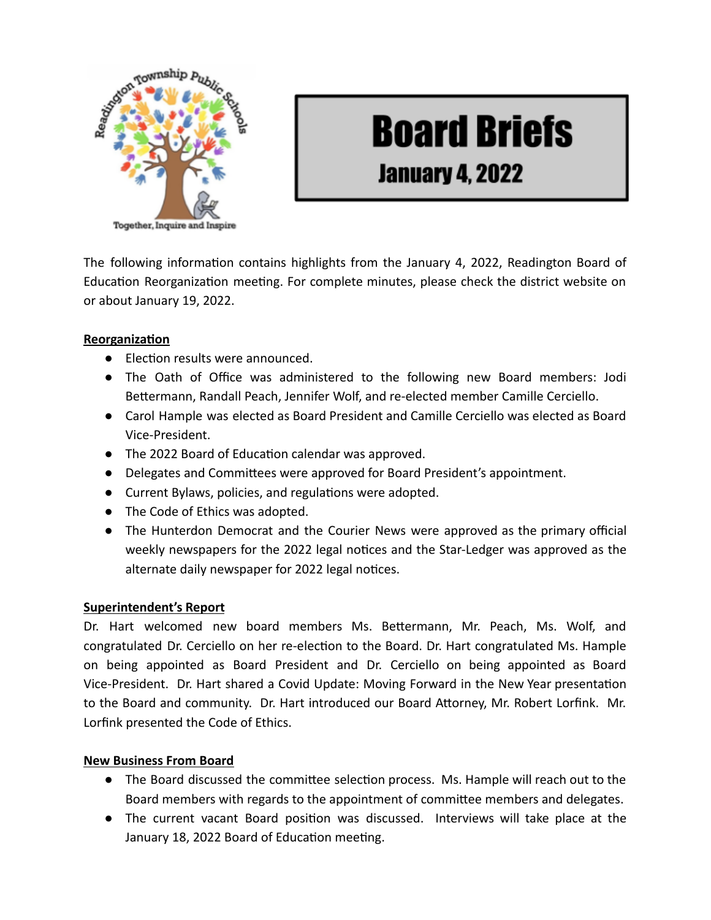Readington Township Public Schools

Together, Inquire and Inspire

# Board Briefs

## January 4, 2022

The following information contains highlights from the January 4, 2022, Readington Board of Education Reorganization meeting. For complete minutes, please check the district website on or about January 19, 2022.

**Reorganization**

- Election results were announced.
- The Oath of Office was administered to the following new Board members: Jodi Bettermann, Randall Peach, Jennifer Wolf, and re-elected member Camille Cerciello.
- Carol Hample was elected as Board President and Camille Cerciello was elected as Board Vice-President.
- The 2022 Board of Education calendar was approved.
- Delegates and Committees were approved for Board President's appointment.
- Current Bylaws, policies, and regulations were adopted.
- The Code of Ethics was adopted.
- The Hunterdon Democrat and the Courier News were approved as the primary official weekly newspapers for the 2022 legal notices and the Star-Ledger was approved as the alternate daily newspaper for 2022 legal notices.

**Superintendent's Report**

Dr. Hart welcomed new board members Ms. Bettermann, Mr. Peach, Ms. Wolf, and congratulated Dr. Cerciello on her re-election to the Board. Dr. Hart congratulated Ms. Hample on being appointed as Board President and Dr. Cerciello on being appointed as Board Vice-President. Dr. Hart shared a Covid Update: Moving Forward in the New Year presentation to the Board and community. Dr. Hart introduced our Board Attorney, Mr. Robert Lorfink. Mr. Lorfink presented the Code of Ethics.

**New Business From Board**

- The Board discussed the committee selection process. Ms. Hample will reach out to the Board members with regards to the appointment of committee members and delegates.
- The current vacant Board position was discussed. Interviews will take place at the January 18, 2022 Board of Education meeting.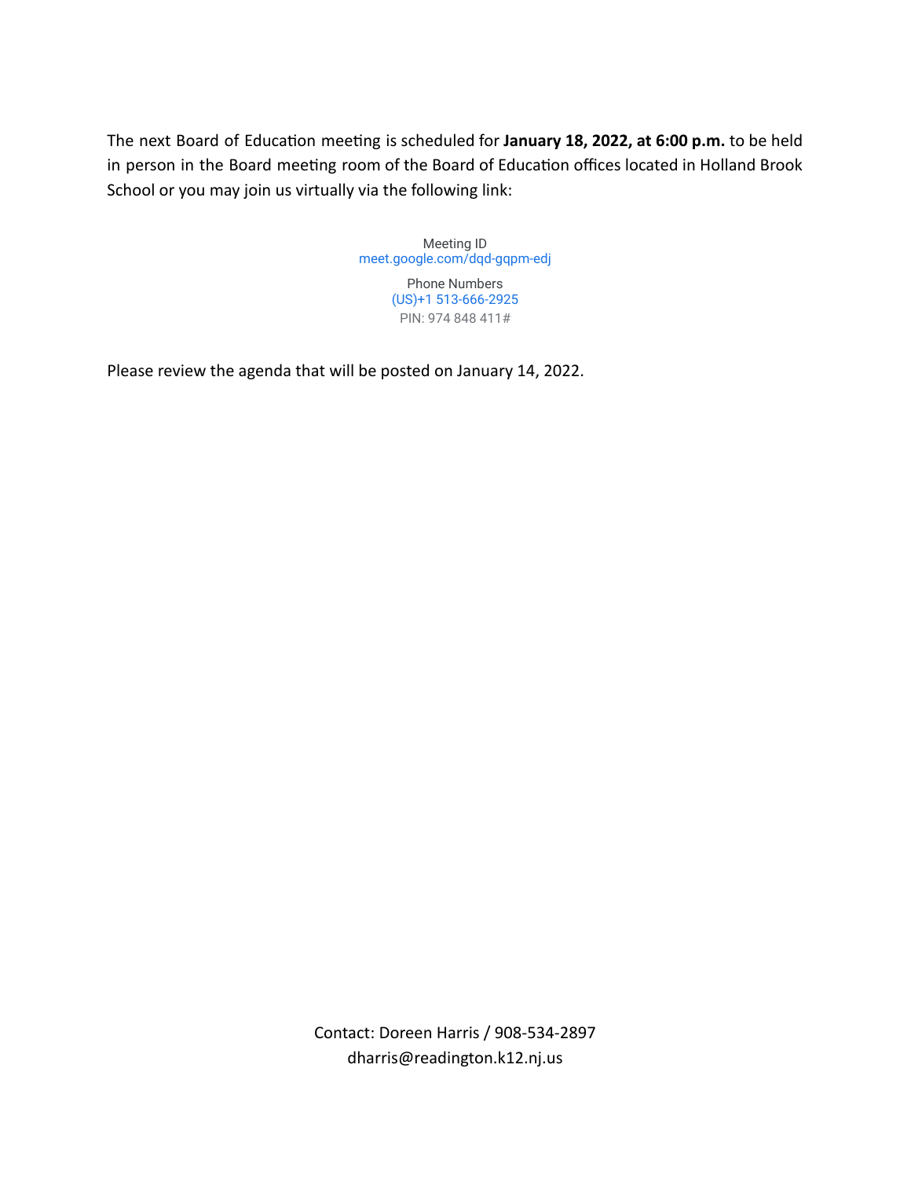The next Board of Education meeting is scheduled for **January 18, 2022, at 6:00 p.m.** to be held in person in the Board meeting room of the Board of Education offices located in Holland Brook School or you may join us virtually via the following link:

Meeting ID
meet.google.com/dqd-gqpm-edj

Phone Numbers
(US)+1 513-666-2925
PIN: 974 848 411#

Please review the agenda that will be posted on January 14, 2022.

Contact: Doreen Harris / 908-534-2897
dharris@readington.k12.nj.us